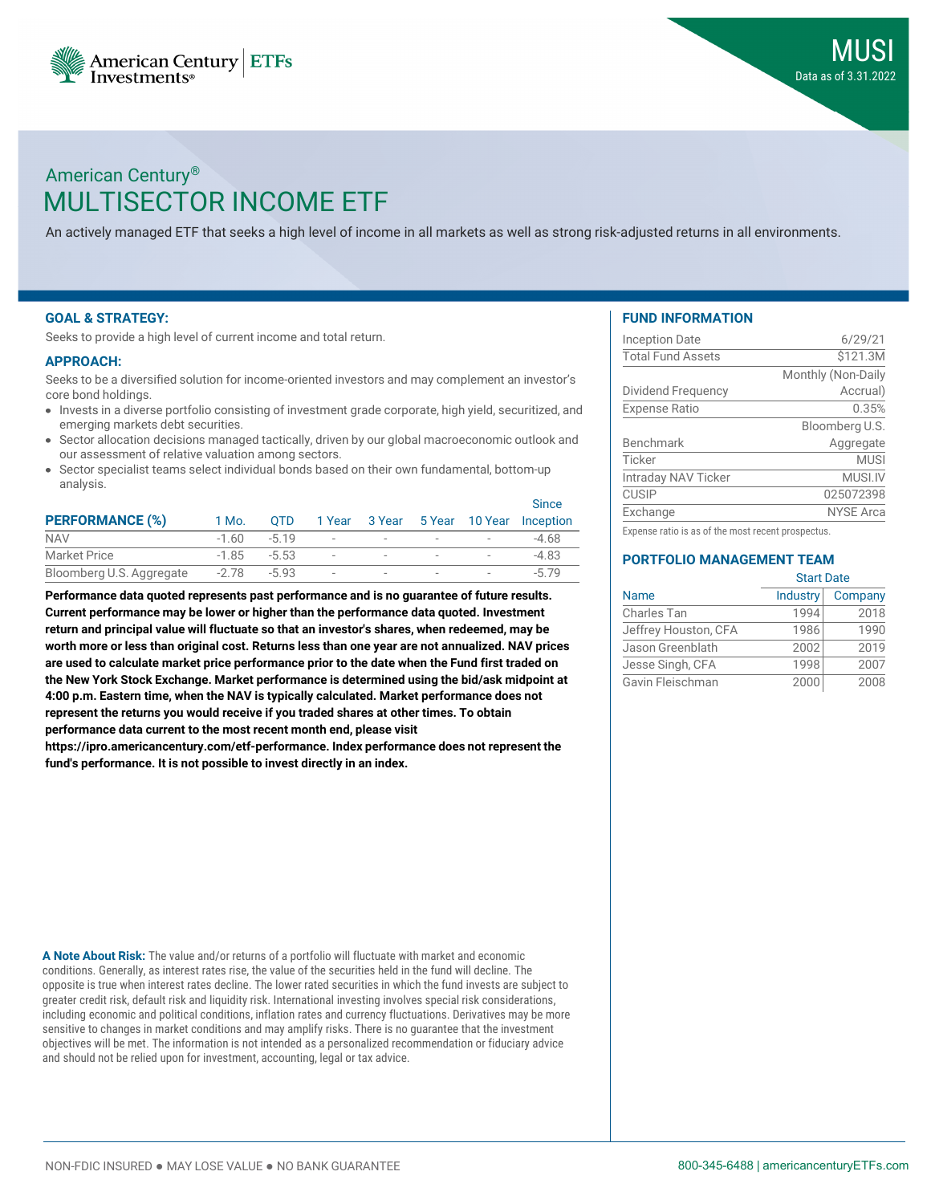American Century Investments® | ETFs

**MUSI**
Data as of 3.31.2022

American Century®

# MULTISECTOR INCOME ETF

An actively managed ETF that seeks a high level of income in all markets as well as strong risk-adjusted returns in all environments.

## GOAL & STRATEGY:

Seeks to provide a high level of current income and total return.

## APPROACH:

Seeks to be a diversified solution for income-oriented investors and may complement an investor's core bond holdings.

- Invests in a diverse portfolio consisting of investment grade corporate, high yield, securitized, and emerging markets debt securities.
- Sector allocation decisions managed tactically, driven by our global macroeconomic outlook and our assessment of relative valuation among sectors.
- Sector specialist teams select individual bonds based on their own fundamental, bottom-up analysis.

| PERFORMANCE (%) | 1 Mo. | QTD | 1 Year | 3 Year | 5 Year | 10 Year | Since Inception |
|---|---|---|---|---|---|---|---|
| NAV | -1.60 | -5.19 | - | - | - | - | -4.68 |
| Market Price | -1.85 | -5.53 | - | - | - | - | -4.83 |
| Bloomberg U.S. Aggregate | -2.78 | -5.93 | - | - | - | - | -5.79 |

**Performance data quoted represents past performance and is no guarantee of future results. Current performance may be lower or higher than the performance data quoted. Investment return and principal value will fluctuate so that an investor's shares, when redeemed, may be worth more or less than original cost. Returns less than one year are not annualized. NAV prices are used to calculate market price performance prior to the date when the Fund first traded on the New York Stock Exchange. Market performance is determined using the bid/ask midpoint at 4:00 p.m. Eastern time, when the NAV is typically calculated. Market performance does not represent the returns you would receive if you traded shares at other times. To obtain performance data current to the most recent month end, please visit https://ipro.americancentury.com/etf-performance. Index performance does not represent the fund's performance. It is not possible to invest directly in an index.**

## FUND INFORMATION

| | |
|---|---|
| Inception Date | 6/29/21 |
| Total Fund Assets | $121.3M |
| Dividend Frequency | Monthly (Non-Daily Accrual) |
| Expense Ratio | 0.35% |
| Benchmark | Bloomberg U.S. Aggregate |
| Ticker | MUSI |
| Intraday NAV Ticker | MUSI.IV |
| CUSIP | 025072398 |
| Exchange | NYSE Arca |

Expense ratio is as of the most recent prospectus.

## PORTFOLIO MANAGEMENT TEAM

| | Start Date | |
|---|---|---|
| Name | Industry | Company |
| Charles Tan | 1994 | 2018 |
| Jeffrey Houston, CFA | 1986 | 1990 |
| Jason Greenblath | 2002 | 2019 |
| Jesse Singh, CFA | 1998 | 2007 |
| Gavin Fleischman | 2000 | 2008 |

**A Note About Risk:** The value and/or returns of a portfolio will fluctuate with market and economic conditions. Generally, as interest rates rise, the value of the securities held in the fund will decline. The opposite is true when interest rates decline. The lower rated securities in which the fund invests are subject to greater credit risk, default risk and liquidity risk. International investing involves special risk considerations, including economic and political conditions, inflation rates and currency fluctuations. Derivatives may be more sensitive to changes in market conditions and may amplify risks. There is no guarantee that the investment objectives will be met. The information is not intended as a personalized recommendation or fiduciary advice and should not be relied upon for investment, accounting, legal or tax advice.

NON-FDIC INSURED ● MAY LOSE VALUE ● NO BANK GUARANTEE

800-345-6488 | americancenturyETFs.com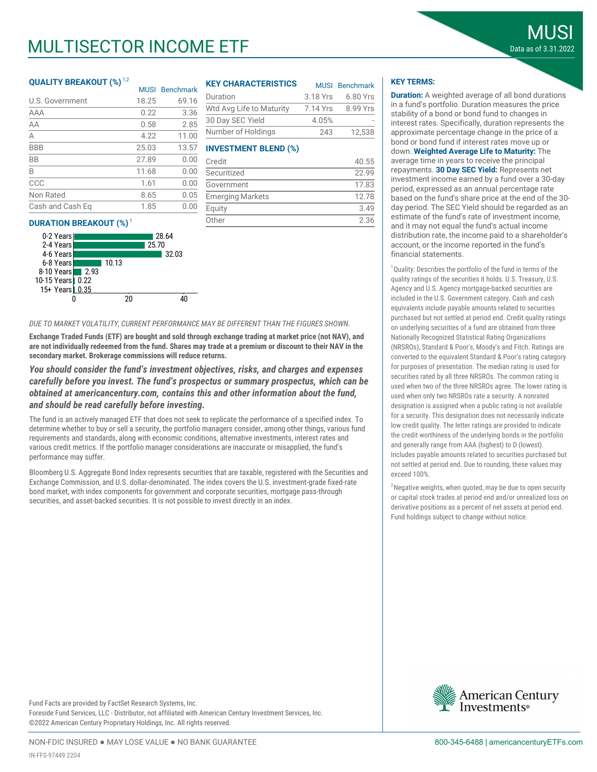# MULTISECTOR INCOME ETF

**MUSI**
Data as of 3.31.2022

### QUALITY BREAKOUT (%)[1,2]

| | MUSI | Benchmark |
|---|---|---|
| U.S. Government | 18.25 | 69.16 |
| AAA | 0.22 | 3.36 |
| AA | 0.58 | 2.85 |
| A | 4.22 | 11.00 |
| BBB | 25.03 | 13.57 |
| BB | 27.89 | 0.00 |
| B | 11.68 | 0.00 |
| CCC | 1.61 | 0.00 |
| Non Rated | 8.65 | 0.05 |
| Cash and Cash Eq | 1.85 | 0.00 |

### DURATION BREAKOUT (%)[1]

0-2 Years 28.64
2-4 Years 25.70
4-6 Years 32.03
6-8 Years 10.13
8-10 Years 2.93
10-15 Years 0.22
15+ Years 0.35
0 20 40

### KEY CHARACTERISTICS

| | MUSI | Benchmark |
|---|---|---|
| Duration | 3.18 Yrs | 6.80 Yrs |
| Wtd Avg Life to Maturity | 7.14 Yrs | 8.99 Yrs |
| 30 Day SEC Yield | 4.05% | - |
| Number of Holdings | 243 | 12,538 |

### INVESTMENT BLEND (%)

| | |
|---|---|
| Credit | 40.55 |
| Securitized | 22.99 |
| Government | 17.83 |
| Emerging Markets | 12.78 |
| Equity | 3.49 |
| Other | 2.36 |

*DUE TO MARKET VOLATILITY, CURRENT PERFORMANCE MAY BE DIFFERENT THAN THE FIGURES SHOWN.*

**Exchange Traded Funds (ETF) are bought and sold through exchange trading at market price (not NAV), and are not individually redeemed from the fund. Shares may trade at a premium or discount to their NAV in the secondary market. Brokerage commissions will reduce returns.**

***You should consider the fund's investment objectives, risks, and charges and expenses carefully before you invest. The fund's prospectus or summary prospectus, which can be obtained at americancentury.com, contains this and other information about the fund, and should be read carefully before investing.***

The fund is an actively managed ETF that does not seek to replicate the performance of a specified index. To determine whether to buy or sell a security, the portfolio managers consider, among other things, various fund requirements and standards, along with economic conditions, alternative investments, interest rates and various credit metrics. If the portfolio manager considerations are inaccurate or misapplied, the fund's performance may suffer.

Bloomberg U.S. Aggregate Bond Index represents securities that are taxable, registered with the Securities and Exchange Commission, and U.S. dollar-denominated. The index covers the U.S. investment-grade fixed-rate bond market, with index components for government and corporate securities, mortgage pass-through securities, and asset-backed securities. It is not possible to invest directly in an index.

### KEY TERMS:

**Duration:** A weighted average of all bond durations in a fund's portfolio. Duration measures the price stability of a bond or bond fund to changes in interest rates. Specifically, duration represents the approximate percentage change in the price of a bond or bond fund if interest rates move up or down. **Weighted Average Life to Maturity:** The average time in years to receive the principal repayments. **30 Day SEC Yield:** Represents net investment income earned by a fund over a 30-day period, expressed as an annual percentage rate based on the fund's share price at the end of the 30-day period. The SEC Yield should be regarded as an estimate of the fund's rate of investment income, and it may not equal the fund's actual income distribution rate, the income paid to a shareholder's account, or the income reported in the fund's financial statements.

[1] Quality: Describes the portfolio of the fund in terms of the quality ratings of the securities it holds. U.S. Treasury, U.S. Agency and U.S. Agency mortgage-backed securities are included in the U.S. Government category. Cash and cash equivalents include payable amounts related to securities purchased but not settled at period end. Credit quality ratings on underlying securities of a fund are obtained from three Nationally Recognized Statistical Rating Organizations (NRSROs), Standard & Poor's, Moody's and Fitch. Ratings are converted to the equivalent Standard & Poor's rating category for purposes of presentation. The median rating is used for securities rated by all three NRSROs. The common rating is used when two of the three NRSROs agree. The lower rating is used when only two NRSROs rate a security. A nonrated designation is assigned when a public rating is not available for a security. This designation does not necessarily indicate low credit quality. The letter ratings are provided to indicate the credit worthiness of the underlying bonds in the portfolio and generally range from AAA (highest) to D (lowest). Includes payable amounts related to securities purchased but not settled at period end. Due to rounding, these values may exceed 100%.

[2] Negative weights, when quoted, may be due to open security or capital stock trades at period end and/or unrealized loss on derivative positions as a percent of net assets at period end. Fund holdings subject to change without notice.

Fund Facts are provided by FactSet Research Systems, Inc.
Foreside Fund Services, LLC - Distributor, not affiliated with American Century Investment Services, Inc.
©2022 American Century Proprietary Holdings, Inc. All rights reserved.

American Century Investments®

NON-FDIC INSURED ● MAY LOSE VALUE ● NO BANK GUARANTEE

800-345-6488 | americancenturyETFs.com

IN-FFS-97449 2204